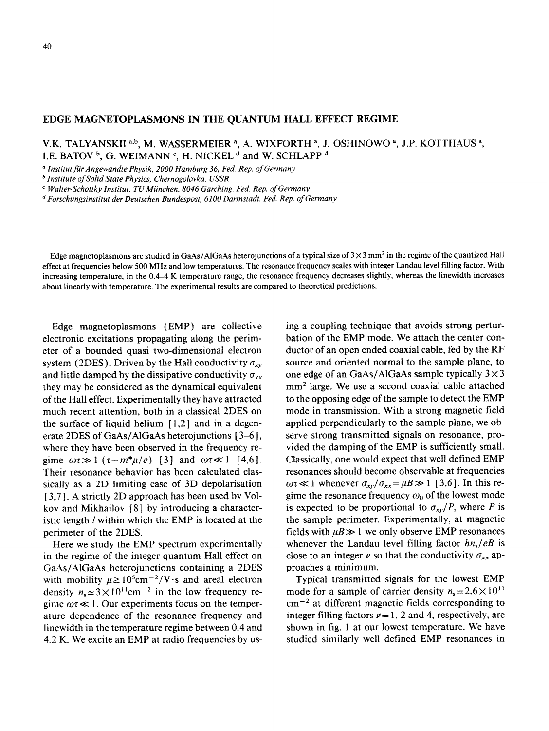# EDGE MAGNETOPLASMONS IN THE QUANTUM HALL EFFECT REGIME

V.K. TALYANSKII [a,b], M. WASSERMEIER [a], A. WIXFORTH [a], J. OSHINOWO [a], J.P. KOTTHAUS [a], I.E. BATOV [b], G. WEIMANN [c], H. NICKEL [d] and W. SCHLAPP [d]

[a] *Institut für Angewandte Physik, 2000 Hamburg 36, Fed. Rep. of Germany*
[b] *Institute of Solid State Physics, Chernogolovka, USSR*
[c] *Walter-Schottky Institut, TU München, 8046 Garching, Fed. Rep. of Germany*
[d] *Forschungsinstitut der Deutschen Bundespost, 6100 Darmstadt, Fed. Rep. of Germany*

Edge magnetoplasmons are studied in GaAs/AlGaAs heterojunctions of a typical size of $3\times3$ mm$^2$ in the regime of the quantized Hall effect at frequencies below 500 MHz and low temperatures. The resonance frequency scales with integer Landau level filling factor. With increasing temperature, in the 0.4–4 K temperature range, the resonance frequency decreases slightly, whereas the linewidth increases about linearly with temperature. The experimental results are compared to theoretical predictions.

Edge magnetoplasmons (EMP) are collective electronic excitations propagating along the perimeter of a bounded quasi two-dimensional electron system (2DES). Driven by the Hall conductivity $\sigma_{xy}$ and little damped by the dissipative conductivity $\sigma_{xx}$ they may be considered as the dynamical equivalent of the Hall effect. Experimentally they have attracted much recent attention, both in a classical 2DES on the surface of liquid helium [1,2] and in a degenerate 2DES of GaAs/AlGaAs heterojunctions [3–6], where they have been observed in the frequency regime $\omega\tau \gg 1$ ($\tau = m^*\mu/e$) [3] and $\omega\tau \ll 1$ [4,6]. Their resonance behavior has been calculated classically as a 2D limiting case of 3D depolarisation [3,7]. A strictly 2D approach has been used by Volkov and Mikhailov [8] by introducing a characteristic length $l$ within which the EMP is located at the perimeter of the 2DES.

Here we study the EMP spectrum experimentally in the regime of the integer quantum Hall effect on GaAs/AlGaAs heterojunctions containing a 2DES with mobility $\mu \geq 10^5$cm$^{-2}$/V·s and areal electron density $n_s \simeq 3\times10^{11}$cm$^{-2}$ in the low frequency regime $\omega\tau \ll 1$. Our experiments focus on the temperature dependence of the resonance frequency and linewidth in the temperature regime between 0.4 and 4.2 K. We excite an EMP at radio frequencies by using a coupling technique that avoids strong perturbation of the EMP mode. We attach the center conductor of an open ended coaxial cable, fed by the RF source and oriented normal to the sample plane, to one edge of an GaAs/AlGaAs sample typically $3\times3$ mm$^2$ large. We use a second coaxial cable attached to the opposing edge of the sample to detect the EMP mode in transmission. With a strong magnetic field applied perpendicularly to the sample plane, we observe strong transmitted signals on resonance, provided the damping of the EMP is sufficiently small. Classically, one would expect that well defined EMP resonances should become observable at frequencies $\omega\tau \ll 1$ whenever $\sigma_{xy}/\sigma_{xx} = \mu B \gg 1$ [3,6]. In this regime the resonance frequency $\omega_0$ of the lowest mode is expected to be proportional to $\sigma_{xy}/P$, where $P$ is the sample perimeter. Experimentally, at magnetic fields with $\mu B \gg 1$ we only observe EMP resonances whenever the Landau level filling factor $hn_s/eB$ is close to an integer $\nu$ so that the conductivity $\sigma_{xx}$ approaches a minimum.

Typical transmitted signals for the lowest EMP mode for a sample of carrier density $n_s = 2.6\times10^{11}$ cm$^{-2}$ at different magnetic fields corresponding to integer filling factors $\nu = 1$, 2 and 4, respectively, are shown in fig. 1 at our lowest temperature. We have studied similarly well defined EMP resonances in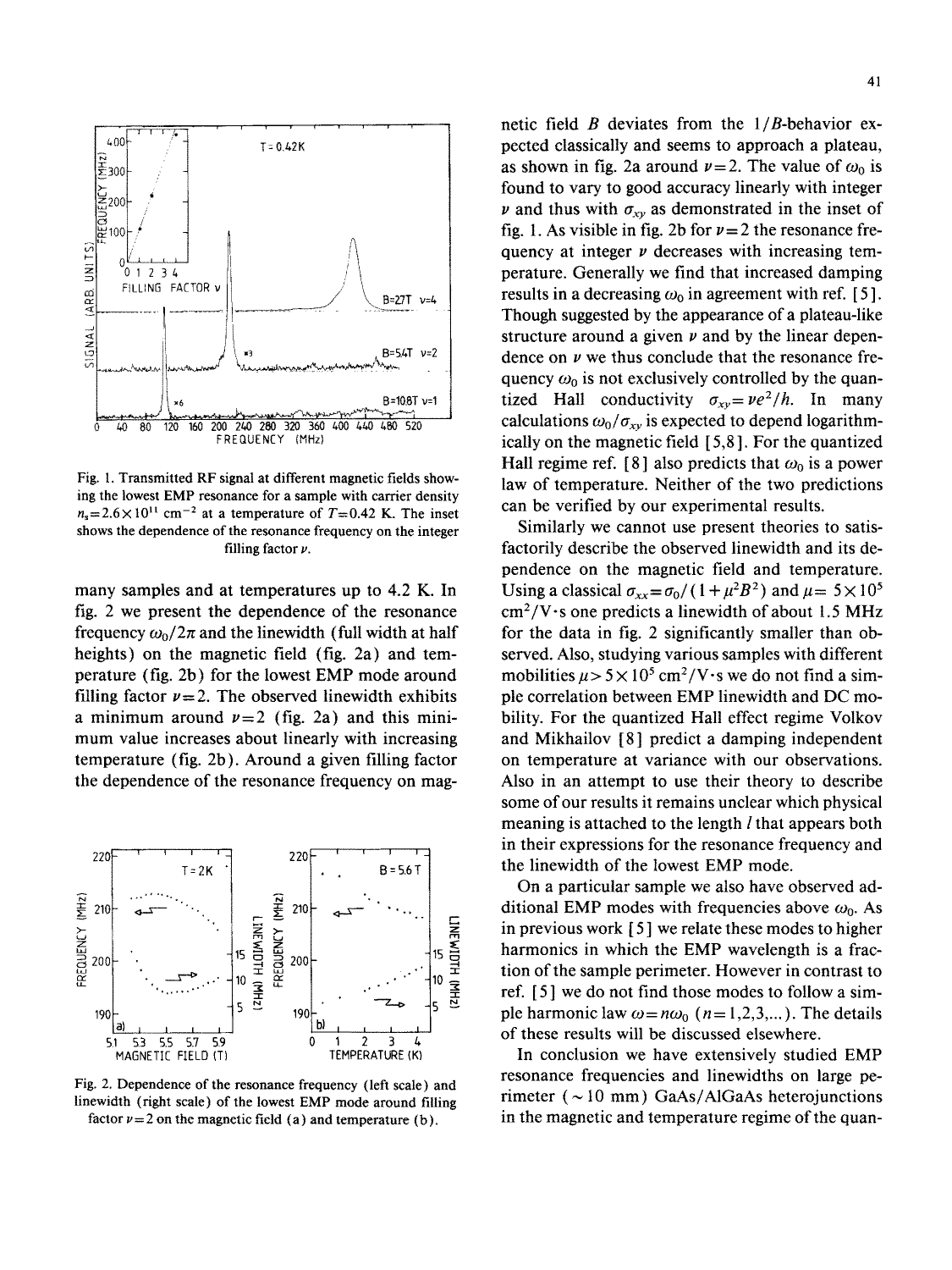Fig. 1. Transmitted RF signal at different magnetic fields showing the lowest EMP resonance for a sample with carrier density $n_s = 2.6 \times 10^{11}$ cm$^{-2}$ at a temperature of $T = 0.42$ K. The inset shows the dependence of the resonance frequency on the integer filling factor $\nu$.

many samples and at temperatures up to 4.2 K. In fig. 2 we present the dependence of the resonance frequency $\omega_0/2\pi$ and the linewidth (full width at half heights) on the magnetic field (fig. 2a) and temperature (fig. 2b) for the lowest EMP mode around filling factor $\nu = 2$. The observed linewidth exhibits a minimum around $\nu = 2$ (fig. 2a) and this minimum value increases about linearly with increasing temperature (fig. 2b). Around a given filling factor the dependence of the resonance frequency on magnetic field $B$ deviates from the $1/B$-behavior expected classically and seems to approach a plateau, as shown in fig. 2a around $\nu = 2$. The value of $\omega_0$ is found to vary to good accuracy linearly with integer $\nu$ and thus with $\sigma_{xy}$ as demonstrated in the inset of fig. 1. As visible in fig. 2b for $\nu = 2$ the resonance frequency at integer $\nu$ decreases with increasing temperature. Generally we find that increased damping results in a decreasing $\omega_0$ in agreement with ref. [5]. Though suggested by the appearance of a plateau-like structure around a given $\nu$ and by the linear dependence on $\nu$ we thus conclude that the resonance frequency $\omega_0$ is not exclusively controlled by the quantized Hall conductivity $\sigma_{xy} = \nu e^2/h$. In many calculations $\omega_0/\sigma_{xy}$ is expected to depend logarithmically on the magnetic field [5,8]. For the quantized Hall regime ref. [8] also predicts that $\omega_0$ is a power law of temperature. Neither of the two predictions can be verified by our experimental results.

Fig. 2. Dependence of the resonance frequency (left scale) and linewidth (right scale) of the lowest EMP mode around filling factor $\nu = 2$ on the magnetic field (a) and temperature (b).

Similarly we cannot use present theories to satisfactorily describe the observed linewidth and its dependence on the magnetic field and temperature. Using a classical $\sigma_{xx} = \sigma_0/(1 + \mu^2 B^2)$ and $\mu = 5 \times 10^5$ cm$^2$/V·s one predicts a linewidth of about 1.5 MHz for the data in fig. 2 significantly smaller than observed. Also, studying various samples with different mobilities $\mu > 5 \times 10^5$ cm$^2$/V·s we do not find a simple correlation between EMP linewidth and DC mobility. For the quantized Hall effect regime Volkov and Mikhailov [8] predict a damping independent on temperature at variance with our observations. Also in an attempt to use their theory to describe some of our results it remains unclear which physical meaning is attached to the length $l$ that appears both in their expressions for the resonance frequency and the linewidth of the lowest EMP mode.

On a particular sample we also have observed additional EMP modes with frequencies above $\omega_0$. As in previous work [5] we relate these modes to higher harmonics in which the EMP wavelength is a fraction of the sample perimeter. However in contrast to ref. [5] we do not find those modes to follow a simple harmonic law $\omega = n\omega_0$ ($n = 1,2,3,\ldots$). The details of these results will be discussed elsewhere.

In conclusion we have extensively studied EMP resonance frequencies and linewidths on large perimeter (~ 10 mm) GaAs/AlGaAs heterojunctions in the magnetic and temperature regime of the quan-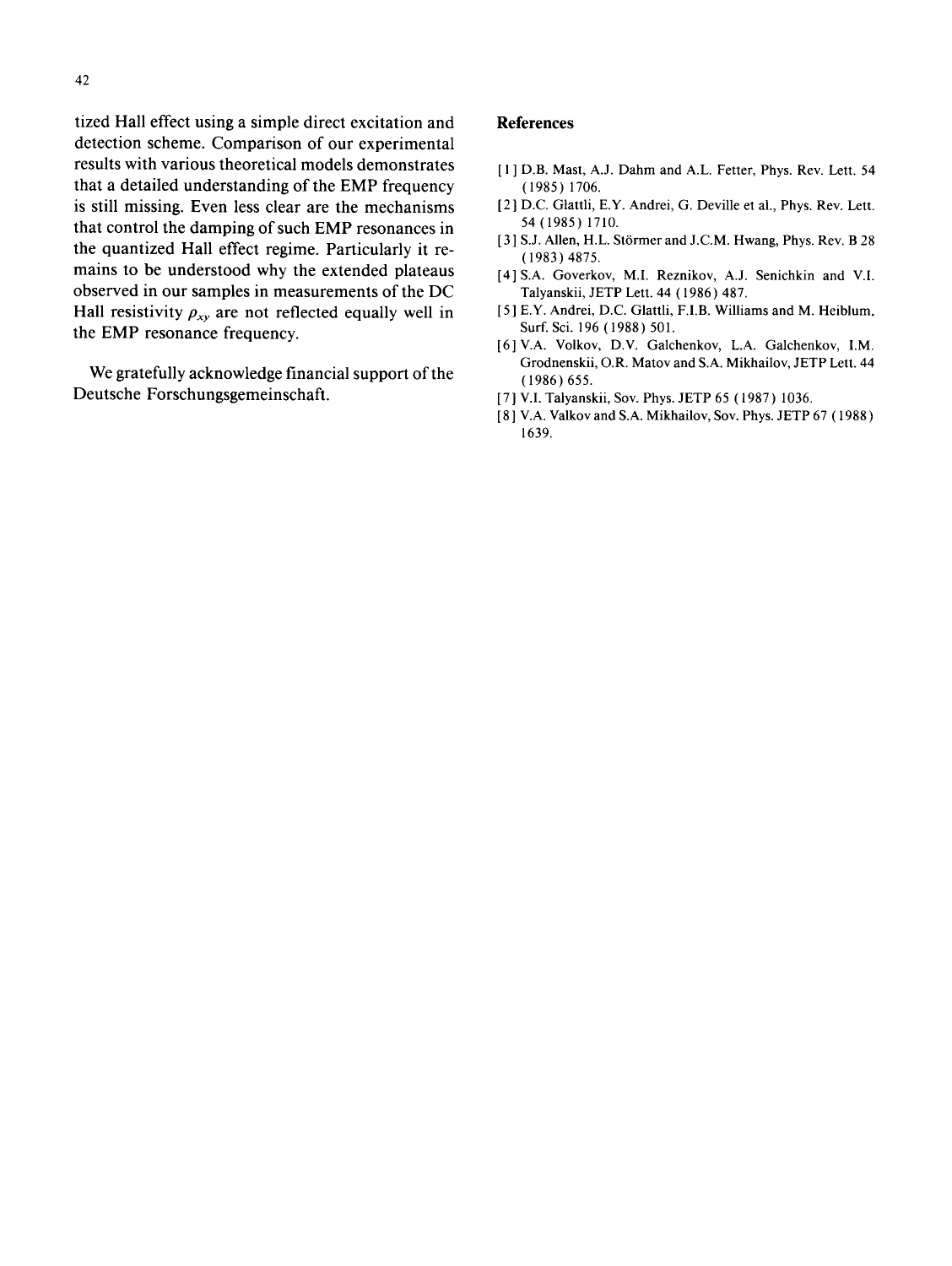tized Hall effect using a simple direct excitation and detection scheme. Comparison of our experimental results with various theoretical models demonstrates that a detailed understanding of the EMP frequency is still missing. Even less clear are the mechanisms that control the damping of such EMP resonances in the quantized Hall effect regime. Particularly it remains to be understood why the extended plateaus observed in our samples in measurements of the DC Hall resistivity $\rho_{xy}$ are not reflected equally well in the EMP resonance frequency.

We gratefully acknowledge financial support of the Deutsche Forschungsgemeinschaft.

## References

[1] D.B. Mast, A.J. Dahm and A.L. Fetter, Phys. Rev. Lett. 54 (1985) 1706.

[2] D.C. Glattli, E.Y. Andrei, G. Deville et al., Phys. Rev. Lett. 54 (1985) 1710.

[3] S.J. Allen, H.L. Störmer and J.C.M. Hwang, Phys. Rev. B 28 (1983) 4875.

[4] S.A. Goverkov, M.I. Reznikov, A.J. Senichkin and V.I. Talyanskii, JETP Lett. 44 (1986) 487.

[5] E.Y. Andrei, D.C. Glattli, F.I.B. Williams and M. Heiblum, Surf. Sci. 196 (1988) 501.

[6] V.A. Volkov, D.V. Galchenkov, L.A. Galchenkov, I.M. Grodnenskii, O.R. Matov and S.A. Mikhailov, JETP Lett. 44 (1986) 655.

[7] V.I. Talyanskii, Sov. Phys. JETP 65 (1987) 1036.

[8] V.A. Valkov and S.A. Mikhailov, Sov. Phys. JETP 67 (1988) 1639.